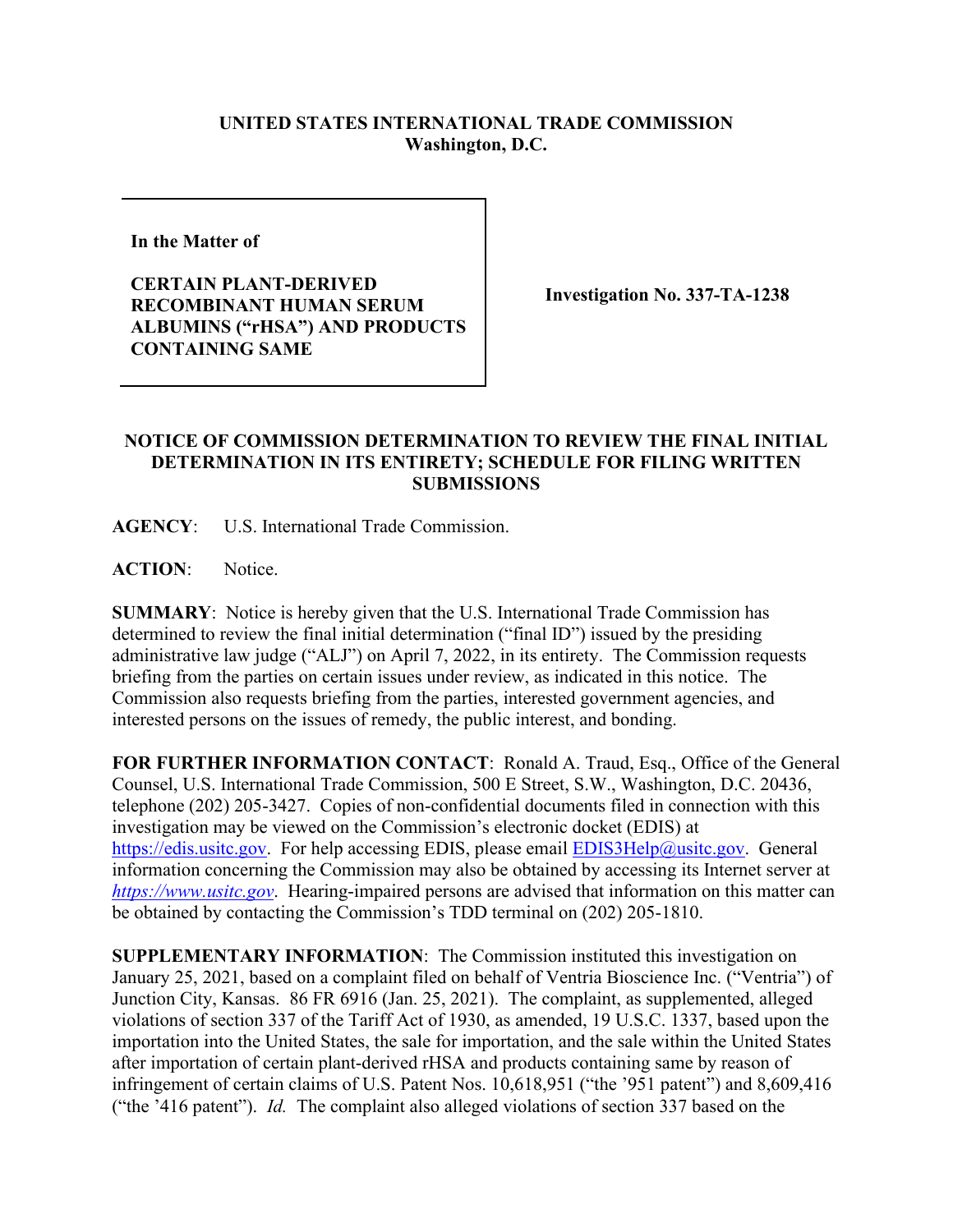**UNITED STATES INTERNATIONAL TRADE COMMISSION**
**Washington, D.C.**

| | |
|---|---|
| **In the Matter of**<br><br>**CERTAIN PLANT-DERIVED RECOMBINANT HUMAN SERUM ALBUMINS ("rHSA") AND PRODUCTS CONTAINING SAME** | **Investigation No. 337-TA-1238** |

**NOTICE OF COMMISSION DETERMINATION TO REVIEW THE FINAL INITIAL DETERMINATION IN ITS ENTIRETY; SCHEDULE FOR FILING WRITTEN SUBMISSIONS**

**AGENCY**: U.S. International Trade Commission.

**ACTION**: Notice.

**SUMMARY**: Notice is hereby given that the U.S. International Trade Commission has determined to review the final initial determination ("final ID") issued by the presiding administrative law judge ("ALJ") on April 7, 2022, in its entirety. The Commission requests briefing from the parties on certain issues under review, as indicated in this notice. The Commission also requests briefing from the parties, interested government agencies, and interested persons on the issues of remedy, the public interest, and bonding.

**FOR FURTHER INFORMATION CONTACT**: Ronald A. Traud, Esq., Office of the General Counsel, U.S. International Trade Commission, 500 E Street, S.W., Washington, D.C. 20436, telephone (202) 205-3427. Copies of non-confidential documents filed in connection with this investigation may be viewed on the Commission's electronic docket (EDIS) at https://edis.usitc.gov. For help accessing EDIS, please email EDIS3Help@usitc.gov. General information concerning the Commission may also be obtained by accessing its Internet server at *https://www.usitc.gov*. Hearing-impaired persons are advised that information on this matter can be obtained by contacting the Commission's TDD terminal on (202) 205-1810.

**SUPPLEMENTARY INFORMATION**: The Commission instituted this investigation on January 25, 2021, based on a complaint filed on behalf of Ventria Bioscience Inc. ("Ventria") of Junction City, Kansas. 86 FR 6916 (Jan. 25, 2021). The complaint, as supplemented, alleged violations of section 337 of the Tariff Act of 1930, as amended, 19 U.S.C. 1337, based upon the importation into the United States, the sale for importation, and the sale within the United States after importation of certain plant-derived rHSA and products containing same by reason of infringement of certain claims of U.S. Patent Nos. 10,618,951 ("the '951 patent") and 8,609,416 ("the '416 patent"). *Id.* The complaint also alleged violations of section 337 based on the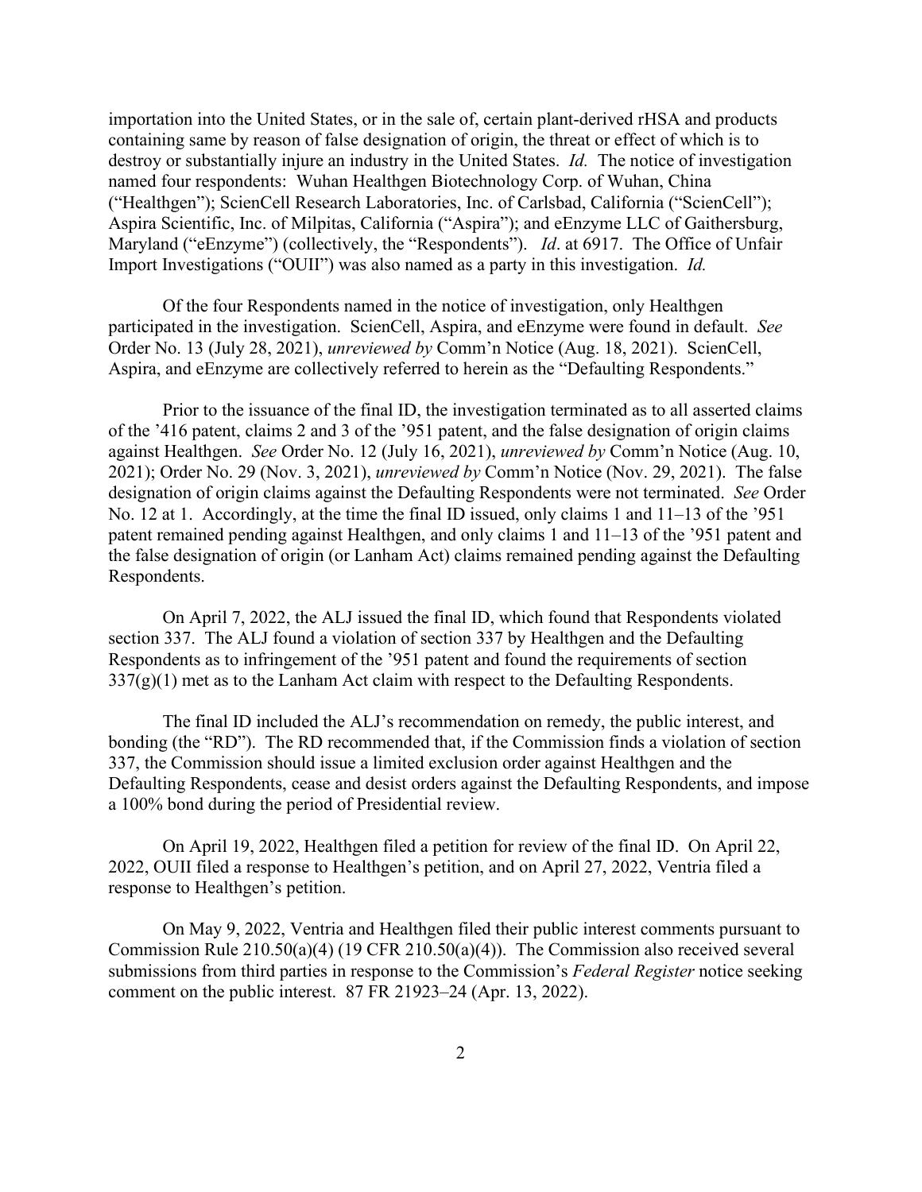importation into the United States, or in the sale of, certain plant-derived rHSA and products containing same by reason of false designation of origin, the threat or effect of which is to destroy or substantially injure an industry in the United States. *Id.* The notice of investigation named four respondents: Wuhan Healthgen Biotechnology Corp. of Wuhan, China ("Healthgen"); ScienCell Research Laboratories, Inc. of Carlsbad, California ("ScienCell"); Aspira Scientific, Inc. of Milpitas, California ("Aspira"); and eEnzyme LLC of Gaithersburg, Maryland ("eEnzyme") (collectively, the "Respondents"). *Id*. at 6917. The Office of Unfair Import Investigations ("OUII") was also named as a party in this investigation. *Id.*

Of the four Respondents named in the notice of investigation, only Healthgen participated in the investigation. ScienCell, Aspira, and eEnzyme were found in default. *See* Order No. 13 (July 28, 2021), *unreviewed by* Comm'n Notice (Aug. 18, 2021). ScienCell, Aspira, and eEnzyme are collectively referred to herein as the "Defaulting Respondents."

Prior to the issuance of the final ID, the investigation terminated as to all asserted claims of the '416 patent, claims 2 and 3 of the '951 patent, and the false designation of origin claims against Healthgen. *See* Order No. 12 (July 16, 2021), *unreviewed by* Comm'n Notice (Aug. 10, 2021); Order No. 29 (Nov. 3, 2021), *unreviewed by* Comm'n Notice (Nov. 29, 2021). The false designation of origin claims against the Defaulting Respondents were not terminated. *See* Order No. 12 at 1. Accordingly, at the time the final ID issued, only claims 1 and 11–13 of the '951 patent remained pending against Healthgen, and only claims 1 and 11–13 of the '951 patent and the false designation of origin (or Lanham Act) claims remained pending against the Defaulting Respondents.

On April 7, 2022, the ALJ issued the final ID, which found that Respondents violated section 337. The ALJ found a violation of section 337 by Healthgen and the Defaulting Respondents as to infringement of the '951 patent and found the requirements of section 337(g)(1) met as to the Lanham Act claim with respect to the Defaulting Respondents.

The final ID included the ALJ's recommendation on remedy, the public interest, and bonding (the "RD"). The RD recommended that, if the Commission finds a violation of section 337, the Commission should issue a limited exclusion order against Healthgen and the Defaulting Respondents, cease and desist orders against the Defaulting Respondents, and impose a 100% bond during the period of Presidential review.

On April 19, 2022, Healthgen filed a petition for review of the final ID. On April 22, 2022, OUII filed a response to Healthgen's petition, and on April 27, 2022, Ventria filed a response to Healthgen's petition.

On May 9, 2022, Ventria and Healthgen filed their public interest comments pursuant to Commission Rule 210.50(a)(4) (19 CFR 210.50(a)(4)). The Commission also received several submissions from third parties in response to the Commission's *Federal Register* notice seeking comment on the public interest. 87 FR 21923–24 (Apr. 13, 2022).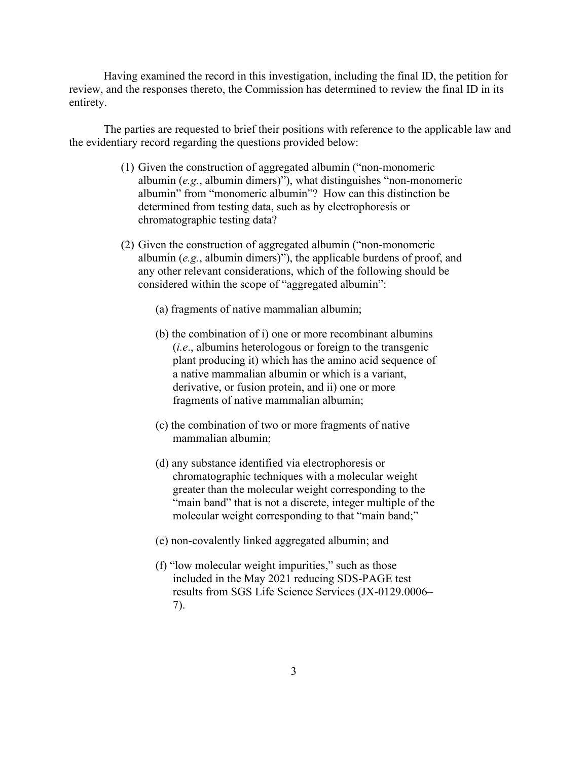Having examined the record in this investigation, including the final ID, the petition for review, and the responses thereto, the Commission has determined to review the final ID in its entirety.

The parties are requested to brief their positions with reference to the applicable law and the evidentiary record regarding the questions provided below:

(1) Given the construction of aggregated albumin ("non-monomeric albumin (*e.g.*, albumin dimers)"), what distinguishes "non-monomeric albumin" from "monomeric albumin"? How can this distinction be determined from testing data, such as by electrophoresis or chromatographic testing data?

(2) Given the construction of aggregated albumin ("non-monomeric albumin (*e.g.*, albumin dimers)"), the applicable burdens of proof, and any other relevant considerations, which of the following should be considered within the scope of "aggregated albumin":

   (a) fragments of native mammalian albumin;

   (b) the combination of i) one or more recombinant albumins (*i.e.*, albumins heterologous or foreign to the transgenic plant producing it) which has the amino acid sequence of a native mammalian albumin or which is a variant, derivative, or fusion protein, and ii) one or more fragments of native mammalian albumin;

   (c) the combination of two or more fragments of native mammalian albumin;

   (d) any substance identified via electrophoresis or chromatographic techniques with a molecular weight greater than the molecular weight corresponding to the "main band" that is not a discrete, integer multiple of the molecular weight corresponding to that "main band;"

   (e) non-covalently linked aggregated albumin; and

   (f) "low molecular weight impurities," such as those included in the May 2021 reducing SDS-PAGE test results from SGS Life Science Services (JX-0129.0006–7).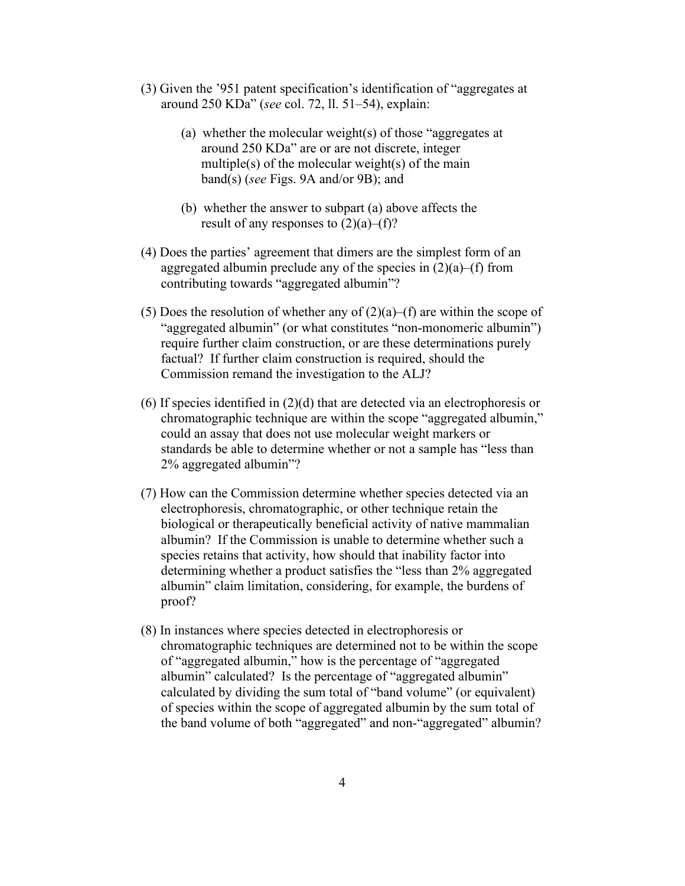(3) Given the '951 patent specification's identification of "aggregates at around 250 KDa" (*see* col. 72, ll. 51–54), explain:

   (a) whether the molecular weight(s) of those "aggregates at around 250 KDa" are or are not discrete, integer multiple(s) of the molecular weight(s) of the main band(s) (*see* Figs. 9A and/or 9B); and

   (b) whether the answer to subpart (a) above affects the result of any responses to (2)(a)–(f)?

(4) Does the parties' agreement that dimers are the simplest form of an aggregated albumin preclude any of the species in (2)(a)–(f) from contributing towards "aggregated albumin"?

(5) Does the resolution of whether any of (2)(a)–(f) are within the scope of "aggregated albumin" (or what constitutes "non-monomeric albumin") require further claim construction, or are these determinations purely factual? If further claim construction is required, should the Commission remand the investigation to the ALJ?

(6) If species identified in (2)(d) that are detected via an electrophoresis or chromatographic technique are within the scope "aggregated albumin," could an assay that does not use molecular weight markers or standards be able to determine whether or not a sample has "less than 2% aggregated albumin"?

(7) How can the Commission determine whether species detected via an electrophoresis, chromatographic, or other technique retain the biological or therapeutically beneficial activity of native mammalian albumin? If the Commission is unable to determine whether such a species retains that activity, how should that inability factor into determining whether a product satisfies the "less than 2% aggregated albumin" claim limitation, considering, for example, the burdens of proof?

(8) In instances where species detected in electrophoresis or chromatographic techniques are determined not to be within the scope of "aggregated albumin," how is the percentage of "aggregated albumin" calculated? Is the percentage of "aggregated albumin" calculated by dividing the sum total of "band volume" (or equivalent) of species within the scope of aggregated albumin by the sum total of the band volume of both "aggregated" and non-"aggregated" albumin?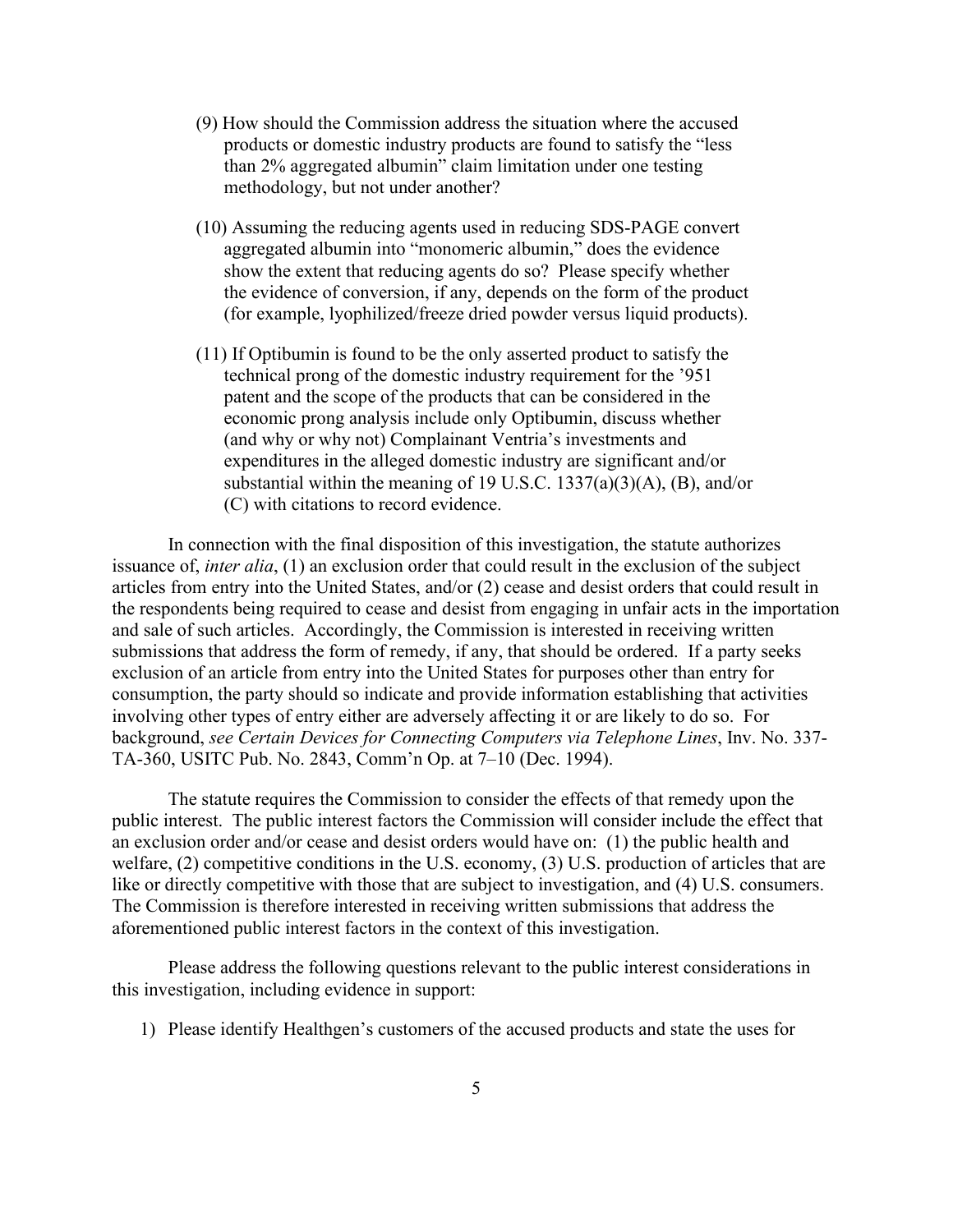(9) How should the Commission address the situation where the accused products or domestic industry products are found to satisfy the "less than 2% aggregated albumin" claim limitation under one testing methodology, but not under another?

(10) Assuming the reducing agents used in reducing SDS-PAGE convert aggregated albumin into "monomeric albumin," does the evidence show the extent that reducing agents do so? Please specify whether the evidence of conversion, if any, depends on the form of the product (for example, lyophilized/freeze dried powder versus liquid products).

(11) If Optibumin is found to be the only asserted product to satisfy the technical prong of the domestic industry requirement for the '951 patent and the scope of the products that can be considered in the economic prong analysis include only Optibumin, discuss whether (and why or why not) Complainant Ventria's investments and expenditures in the alleged domestic industry are significant and/or substantial within the meaning of 19 U.S.C. 1337(a)(3)(A), (B), and/or (C) with citations to record evidence.

In connection with the final disposition of this investigation, the statute authorizes issuance of, *inter alia*, (1) an exclusion order that could result in the exclusion of the subject articles from entry into the United States, and/or (2) cease and desist orders that could result in the respondents being required to cease and desist from engaging in unfair acts in the importation and sale of such articles. Accordingly, the Commission is interested in receiving written submissions that address the form of remedy, if any, that should be ordered. If a party seeks exclusion of an article from entry into the United States for purposes other than entry for consumption, the party should so indicate and provide information establishing that activities involving other types of entry either are adversely affecting it or are likely to do so. For background, *see Certain Devices for Connecting Computers via Telephone Lines*, Inv. No. 337-TA-360, USITC Pub. No. 2843, Comm'n Op. at 7–10 (Dec. 1994).

The statute requires the Commission to consider the effects of that remedy upon the public interest. The public interest factors the Commission will consider include the effect that an exclusion order and/or cease and desist orders would have on: (1) the public health and welfare, (2) competitive conditions in the U.S. economy, (3) U.S. production of articles that are like or directly competitive with those that are subject to investigation, and (4) U.S. consumers. The Commission is therefore interested in receiving written submissions that address the aforementioned public interest factors in the context of this investigation.

Please address the following questions relevant to the public interest considerations in this investigation, including evidence in support:

1) Please identify Healthgen's customers of the accused products and state the uses for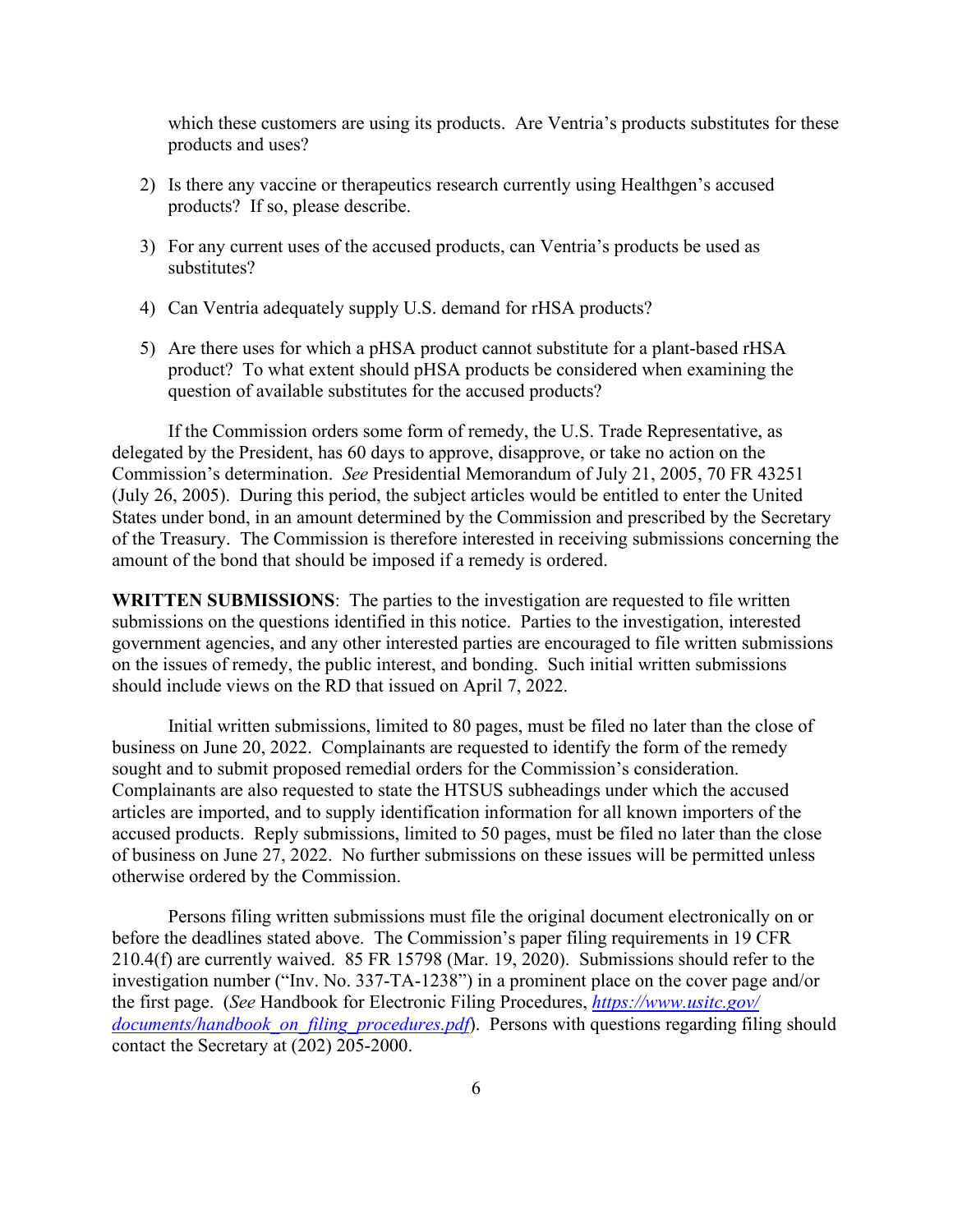which these customers are using its products. Are Ventria's products substitutes for these products and uses?

2) Is there any vaccine or therapeutics research currently using Healthgen's accused products? If so, please describe.

3) For any current uses of the accused products, can Ventria's products be used as substitutes?

4) Can Ventria adequately supply U.S. demand for rHSA products?

5) Are there uses for which a pHSA product cannot substitute for a plant-based rHSA product? To what extent should pHSA products be considered when examining the question of available substitutes for the accused products?

If the Commission orders some form of remedy, the U.S. Trade Representative, as delegated by the President, has 60 days to approve, disapprove, or take no action on the Commission's determination. *See* Presidential Memorandum of July 21, 2005, 70 FR 43251 (July 26, 2005). During this period, the subject articles would be entitled to enter the United States under bond, in an amount determined by the Commission and prescribed by the Secretary of the Treasury. The Commission is therefore interested in receiving submissions concerning the amount of the bond that should be imposed if a remedy is ordered.

**WRITTEN SUBMISSIONS**: The parties to the investigation are requested to file written submissions on the questions identified in this notice. Parties to the investigation, interested government agencies, and any other interested parties are encouraged to file written submissions on the issues of remedy, the public interest, and bonding. Such initial written submissions should include views on the RD that issued on April 7, 2022.

Initial written submissions, limited to 80 pages, must be filed no later than the close of business on June 20, 2022. Complainants are requested to identify the form of the remedy sought and to submit proposed remedial orders for the Commission's consideration. Complainants are also requested to state the HTSUS subheadings under which the accused articles are imported, and to supply identification information for all known importers of the accused products. Reply submissions, limited to 50 pages, must be filed no later than the close of business on June 27, 2022. No further submissions on these issues will be permitted unless otherwise ordered by the Commission.

Persons filing written submissions must file the original document electronically on or before the deadlines stated above. The Commission's paper filing requirements in 19 CFR 210.4(f) are currently waived. 85 FR 15798 (Mar. 19, 2020). Submissions should refer to the investigation number ("Inv. No. 337-TA-1238") in a prominent place on the cover page and/or the first page. (*See* Handbook for Electronic Filing Procedures, *https://www.usitc.gov/documents/handbook_on_filing_procedures.pdf*). Persons with questions regarding filing should contact the Secretary at (202) 205-2000.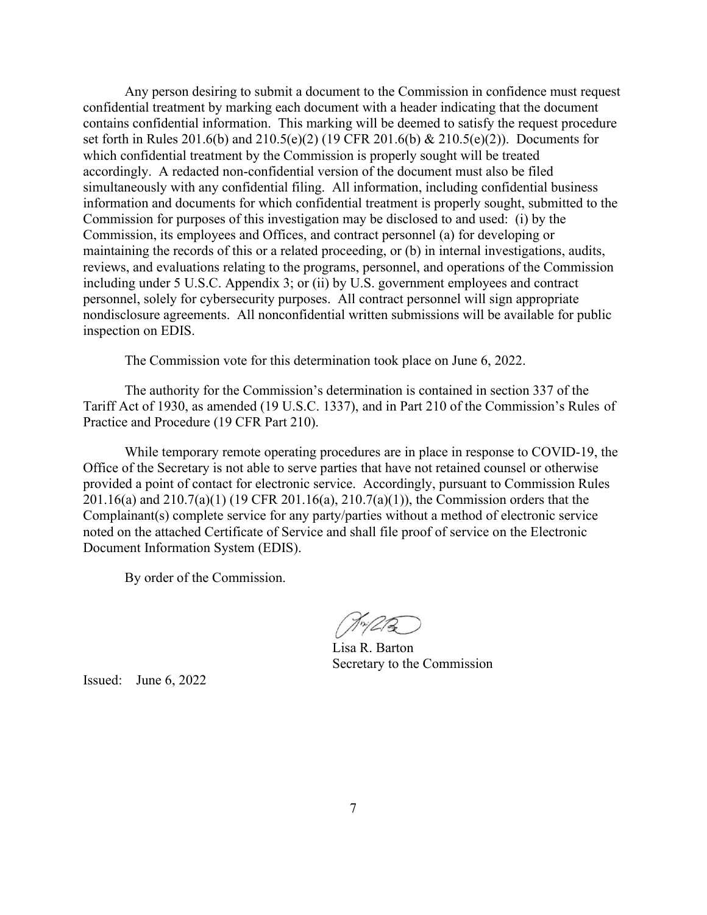Any person desiring to submit a document to the Commission in confidence must request confidential treatment by marking each document with a header indicating that the document contains confidential information. This marking will be deemed to satisfy the request procedure set forth in Rules 201.6(b) and 210.5(e)(2) (19 CFR 201.6(b) & 210.5(e)(2)). Documents for which confidential treatment by the Commission is properly sought will be treated accordingly. A redacted non-confidential version of the document must also be filed simultaneously with any confidential filing. All information, including confidential business information and documents for which confidential treatment is properly sought, submitted to the Commission for purposes of this investigation may be disclosed to and used: (i) by the Commission, its employees and Offices, and contract personnel (a) for developing or maintaining the records of this or a related proceeding, or (b) in internal investigations, audits, reviews, and evaluations relating to the programs, personnel, and operations of the Commission including under 5 U.S.C. Appendix 3; or (ii) by U.S. government employees and contract personnel, solely for cybersecurity purposes. All contract personnel will sign appropriate nondisclosure agreements. All nonconfidential written submissions will be available for public inspection on EDIS.

The Commission vote for this determination took place on June 6, 2022.

The authority for the Commission's determination is contained in section 337 of the Tariff Act of 1930, as amended (19 U.S.C. 1337), and in Part 210 of the Commission's Rules of Practice and Procedure (19 CFR Part 210).

While temporary remote operating procedures are in place in response to COVID-19, the Office of the Secretary is not able to serve parties that have not retained counsel or otherwise provided a point of contact for electronic service. Accordingly, pursuant to Commission Rules 201.16(a) and 210.7(a)(1) (19 CFR 201.16(a), 210.7(a)(1)), the Commission orders that the Complainant(s) complete service for any party/parties without a method of electronic service noted on the attached Certificate of Service and shall file proof of service on the Electronic Document Information System (EDIS).

By order of the Commission.

Lisa R. Barton
Secretary to the Commission

Issued: June 6, 2022